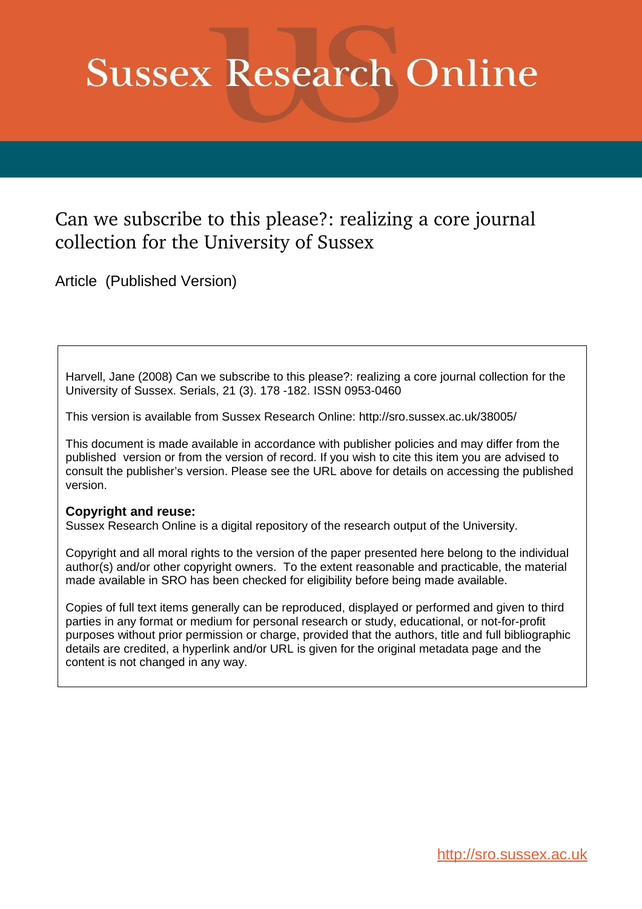# Sussex Research Online

## Can we subscribe to this please?: realizing a core journal collection for the University of Sussex

Article (Published Version)

Harvell, Jane (2008) Can we subscribe to this please?: realizing a core journal collection for the University of Sussex. Serials, 21 (3). 178 -182. ISSN 0953-0460

This version is available from Sussex Research Online: http://sro.sussex.ac.uk/38005/

This document is made available in accordance with publisher policies and may differ from the published version or from the version of record. If you wish to cite this item you are advised to consult the publisher's version. Please see the URL above for details on accessing the published version.

**Copyright and reuse:**
Sussex Research Online is a digital repository of the research output of the University.

Copyright and all moral rights to the version of the paper presented here belong to the individual author(s) and/or other copyright owners. To the extent reasonable and practicable, the material made available in SRO has been checked for eligibility before being made available.

Copies of full text items generally can be reproduced, displayed or performed and given to third parties in any format or medium for personal research or study, educational, or not-for-profit purposes without prior permission or charge, provided that the authors, title and full bibliographic details are credited, a hyperlink and/or URL is given for the original metadata page and the content is not changed in any way.

http://sro.sussex.ac.uk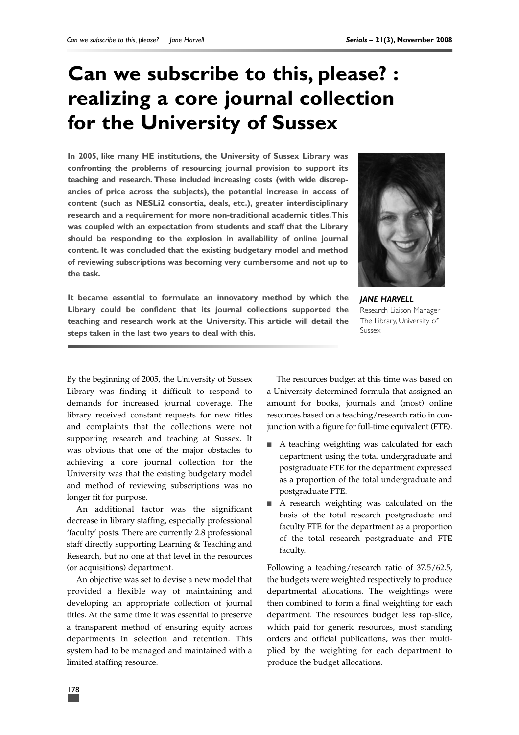# Can we subscribe to this, please? : realizing a core journal collection for the University of Sussex

**In 2005, like many HE institutions, the University of Sussex Library was confronting the problems of resourcing journal provision to support its teaching and research. These included increasing costs (with wide discrepancies of price across the subjects), the potential increase in access of content (such as NESLi2 consortia, deals, etc.), greater interdisciplinary research and a requirement for more non-traditional academic titles. This was coupled with an expectation from students and staff that the Library should be responding to the explosion in availability of online journal content. It was concluded that the existing budgetary model and method of reviewing subscriptions was becoming very cumbersome and not up to the task.**

**It became essential to formulate an innovatory method by which the Library could be confident that its journal collections supported the teaching and research work at the University. This article will detail the steps taken in the last two years to deal with this.**

***JANE HARVELL***
Research Liaison Manager
The Library, University of Sussex

By the beginning of 2005, the University of Sussex Library was finding it difficult to respond to demands for increased journal coverage. The library received constant requests for new titles and complaints that the collections were not supporting research and teaching at Sussex. It was obvious that one of the major obstacles to achieving a core journal collection for the University was that the existing budgetary model and method of reviewing subscriptions was no longer fit for purpose.

An additional factor was the significant decrease in library staffing, especially professional 'faculty' posts. There are currently 2.8 professional staff directly supporting Learning & Teaching and Research, but no one at that level in the resources (or acquisitions) department.

An objective was set to devise a new model that provided a flexible way of maintaining and developing an appropriate collection of journal titles. At the same time it was essential to preserve a transparent method of ensuring equity across departments in selection and retention. This system had to be managed and maintained with a limited staffing resource.

The resources budget at this time was based on a University-determined formula that assigned an amount for books, journals and (most) online resources based on a teaching/research ratio in conjunction with a figure for full-time equivalent (FTE).

- A teaching weighting was calculated for each department using the total undergraduate and postgraduate FTE for the department expressed as a proportion of the total undergraduate and postgraduate FTE.
- A research weighting was calculated on the basis of the total research postgraduate and faculty FTE for the department as a proportion of the total research postgraduate and FTE faculty.

Following a teaching/research ratio of 37.5/62.5, the budgets were weighted respectively to produce departmental allocations. The weightings were then combined to form a final weighting for each department. The resources budget less top-slice, which paid for generic resources, most standing orders and official publications, was then multiplied by the weighting for each department to produce the budget allocations.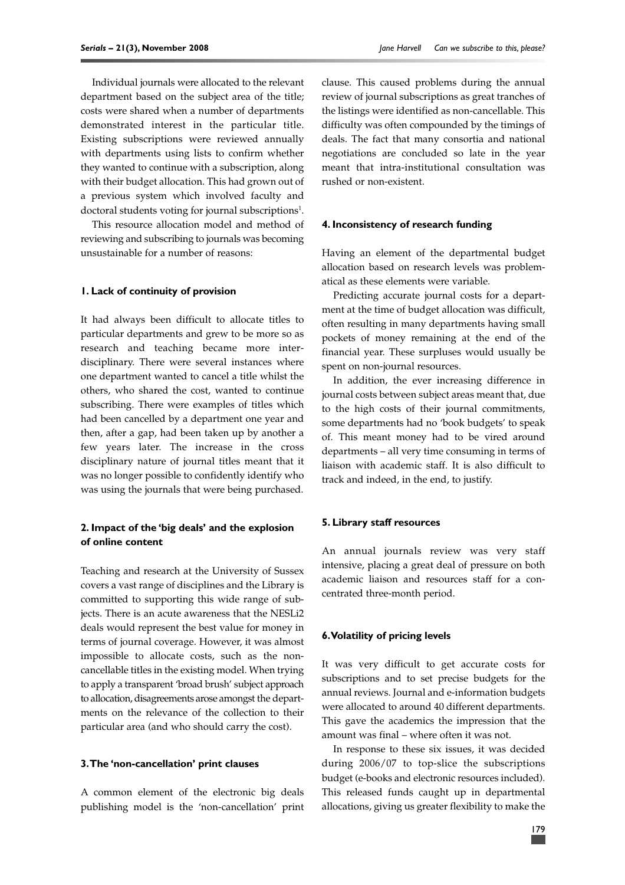Individual journals were allocated to the relevant department based on the subject area of the title; costs were shared when a number of departments demonstrated interest in the particular title. Existing subscriptions were reviewed annually with departments using lists to confirm whether they wanted to continue with a subscription, along with their budget allocation. This had grown out of a previous system which involved faculty and doctoral students voting for journal subscriptions[1].

This resource allocation model and method of reviewing and subscribing to journals was becoming unsustainable for a number of reasons:

#### 1. Lack of continuity of provision

It had always been difficult to allocate titles to particular departments and grew to be more so as research and teaching became more interdisciplinary. There were several instances where one department wanted to cancel a title whilst the others, who shared the cost, wanted to continue subscribing. There were examples of titles which had been cancelled by a department one year and then, after a gap, had been taken up by another a few years later. The increase in the cross disciplinary nature of journal titles meant that it was no longer possible to confidently identify who was using the journals that were being purchased.

#### 2. Impact of the 'big deals' and the explosion of online content

Teaching and research at the University of Sussex covers a vast range of disciplines and the Library is committed to supporting this wide range of subjects. There is an acute awareness that the NESLi2 deals would represent the best value for money in terms of journal coverage. However, it was almost impossible to allocate costs, such as the non-cancellable titles in the existing model. When trying to apply a transparent 'broad brush' subject approach to allocation, disagreements arose amongst the departments on the relevance of the collection to their particular area (and who should carry the cost).

#### 3. The 'non-cancellation' print clauses

A common element of the electronic big deals publishing model is the 'non-cancellation' print clause. This caused problems during the annual review of journal subscriptions as great tranches of the listings were identified as non-cancellable. This difficulty was often compounded by the timings of deals. The fact that many consortia and national negotiations are concluded so late in the year meant that intra-institutional consultation was rushed or non-existent.

#### 4. Inconsistency of research funding

Having an element of the departmental budget allocation based on research levels was problematical as these elements were variable.

Predicting accurate journal costs for a department at the time of budget allocation was difficult, often resulting in many departments having small pockets of money remaining at the end of the financial year. These surpluses would usually be spent on non-journal resources.

In addition, the ever increasing difference in journal costs between subject areas meant that, due to the high costs of their journal commitments, some departments had no 'book budgets' to speak of. This meant money had to be vired around departments – all very time consuming in terms of liaison with academic staff. It is also difficult to track and indeed, in the end, to justify.

#### 5. Library staff resources

An annual journals review was very staff intensive, placing a great deal of pressure on both academic liaison and resources staff for a concentrated three-month period.

#### 6. Volatility of pricing levels

It was very difficult to get accurate costs for subscriptions and to set precise budgets for the annual reviews. Journal and e-information budgets were allocated to around 40 different departments. This gave the academics the impression that the amount was final – where often it was not.

In response to these six issues, it was decided during 2006/07 to top-slice the subscriptions budget (e-books and electronic resources included). This released funds caught up in departmental allocations, giving us greater flexibility to make the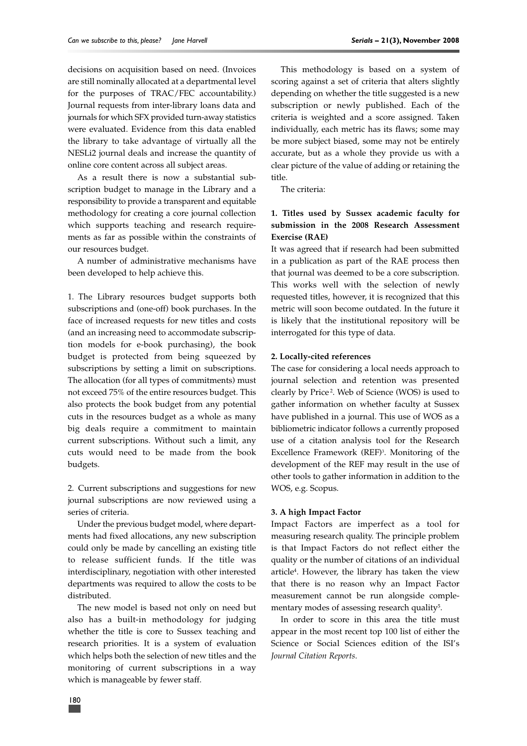decisions on acquisition based on need. (Invoices are still nominally allocated at a departmental level for the purposes of TRAC/FEC accountability.) Journal requests from inter-library loans data and journals for which SFX provided turn-away statistics were evaluated. Evidence from this data enabled the library to take advantage of virtually all the NESLi2 journal deals and increase the quantity of online core content across all subject areas.

As a result there is now a substantial subscription budget to manage in the Library and a responsibility to provide a transparent and equitable methodology for creating a core journal collection which supports teaching and research requirements as far as possible within the constraints of our resources budget.

A number of administrative mechanisms have been developed to help achieve this.

1. The Library resources budget supports both subscriptions and (one-off) book purchases. In the face of increased requests for new titles and costs (and an increasing need to accommodate subscription models for e-book purchasing), the book budget is protected from being squeezed by subscriptions by setting a limit on subscriptions. The allocation (for all types of commitments) must not exceed 75% of the entire resources budget. This also protects the book budget from any potential cuts in the resources budget as a whole as many big deals require a commitment to maintain current subscriptions. Without such a limit, any cuts would need to be made from the book budgets.

2. Current subscriptions and suggestions for new journal subscriptions are now reviewed using a series of criteria.

Under the previous budget model, where departments had fixed allocations, any new subscription could only be made by cancelling an existing title to release sufficient funds. If the title was interdisciplinary, negotiation with other interested departments was required to allow the costs to be distributed.

The new model is based not only on need but also has a built-in methodology for judging whether the title is core to Sussex teaching and research priorities. It is a system of evaluation which helps both the selection of new titles and the monitoring of current subscriptions in a way which is manageable by fewer staff.

This methodology is based on a system of scoring against a set of criteria that alters slightly depending on whether the title suggested is a new subscription or newly published. Each of the criteria is weighted and a score assigned. Taken individually, each metric has its flaws; some may be more subject biased, some may not be entirely accurate, but as a whole they provide us with a clear picture of the value of adding or retaining the title.

The criteria:

**1. Titles used by Sussex academic faculty for submission in the 2008 Research Assessment Exercise (RAE)**

It was agreed that if research had been submitted in a publication as part of the RAE process then that journal was deemed to be a core subscription. This works well with the selection of newly requested titles, however, it is recognized that this metric will soon become outdated. In the future it is likely that the institutional repository will be interrogated for this type of data.

**2. Locally-cited references**

The case for considering a local needs approach to journal selection and retention was presented clearly by Price[2]. Web of Science (WOS) is used to gather information on whether faculty at Sussex have published in a journal. This use of WOS as a bibliometric indicator follows a currently proposed use of a citation analysis tool for the Research Excellence Framework (REF)[3]. Monitoring of the development of the REF may result in the use of other tools to gather information in addition to the WOS, e.g. Scopus.

**3. A high Impact Factor**

Impact Factors are imperfect as a tool for measuring research quality. The principle problem is that Impact Factors do not reflect either the quality or the number of citations of an individual article[4]. However, the library has taken the view that there is no reason why an Impact Factor measurement cannot be run alongside complementary modes of assessing research quality[5].

In order to score in this area the title must appear in the most recent top 100 list of either the Science or Social Sciences edition of the ISI's *Journal Citation Reports*.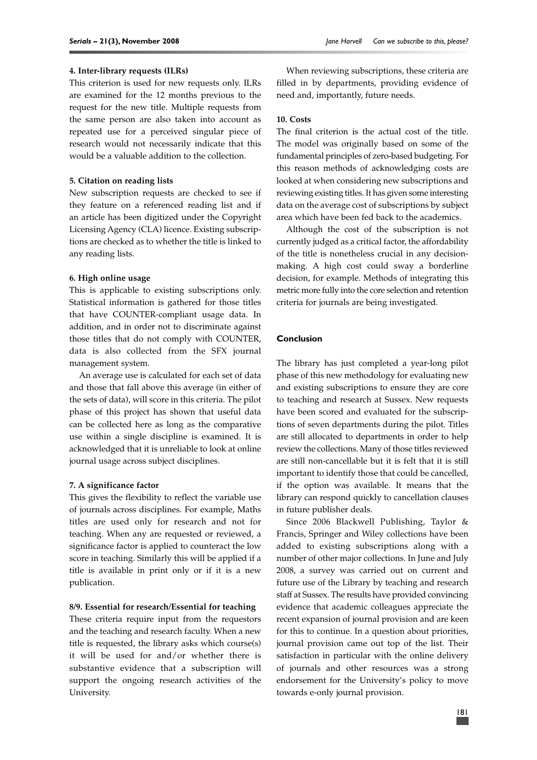#### 4. Inter-library requests (ILRs)

This criterion is used for new requests only. ILRs are examined for the 12 months previous to the request for the new title. Multiple requests from the same person are also taken into account as repeated use for a perceived singular piece of research would not necessarily indicate that this would be a valuable addition to the collection.

#### 5. Citation on reading lists

New subscription requests are checked to see if they feature on a referenced reading list and if an article has been digitized under the Copyright Licensing Agency (CLA) licence. Existing subscriptions are checked as to whether the title is linked to any reading lists.

#### 6. High online usage

This is applicable to existing subscriptions only. Statistical information is gathered for those titles that have COUNTER-compliant usage data. In addition, and in order not to discriminate against those titles that do not comply with COUNTER, data is also collected from the SFX journal management system.

An average use is calculated for each set of data and those that fall above this average (in either of the sets of data), will score in this criteria. The pilot phase of this project has shown that useful data can be collected here as long as the comparative use within a single discipline is examined. It is acknowledged that it is unreliable to look at online journal usage across subject disciplines.

#### 7. A significance factor

This gives the flexibility to reflect the variable use of journals across disciplines. For example, Maths titles are used only for research and not for teaching. When any are requested or reviewed, a significance factor is applied to counteract the low score in teaching. Similarly this will be applied if a title is available in print only or if it is a new publication.

#### 8/9. Essential for research/Essential for teaching

These criteria require input from the requestors and the teaching and research faculty. When a new title is requested, the library asks which course(s) it will be used for and/or whether there is substantive evidence that a subscription will support the ongoing research activities of the University.

When reviewing subscriptions, these criteria are filled in by departments, providing evidence of need and, importantly, future needs.

#### 10. Costs

The final criterion is the actual cost of the title. The model was originally based on some of the fundamental principles of zero-based budgeting. For this reason methods of acknowledging costs are looked at when considering new subscriptions and reviewing existing titles. It has given some interesting data on the average cost of subscriptions by subject area which have been fed back to the academics.

Although the cost of the subscription is not currently judged as a critical factor, the affordability of the title is nonetheless crucial in any decision-making. A high cost could sway a borderline decision, for example. Methods of integrating this metric more fully into the core selection and retention criteria for journals are being investigated.

## Conclusion

The library has just completed a year-long pilot phase of this new methodology for evaluating new and existing subscriptions to ensure they are core to teaching and research at Sussex. New requests have been scored and evaluated for the subscriptions of seven departments during the pilot. Titles are still allocated to departments in order to help review the collections. Many of those titles reviewed are still non-cancellable but it is felt that it is still important to identify those that could be cancelled, if the option was available. It means that the library can respond quickly to cancellation clauses in future publisher deals.

Since 2006 Blackwell Publishing, Taylor & Francis, Springer and Wiley collections have been added to existing subscriptions along with a number of other major collections. In June and July 2008, a survey was carried out on current and future use of the Library by teaching and research staff at Sussex. The results have provided convincing evidence that academic colleagues appreciate the recent expansion of journal provision and are keen for this to continue. In a question about priorities, journal provision came out top of the list. Their satisfaction in particular with the online delivery of journals and other resources was a strong endorsement for the University's policy to move towards e-only journal provision.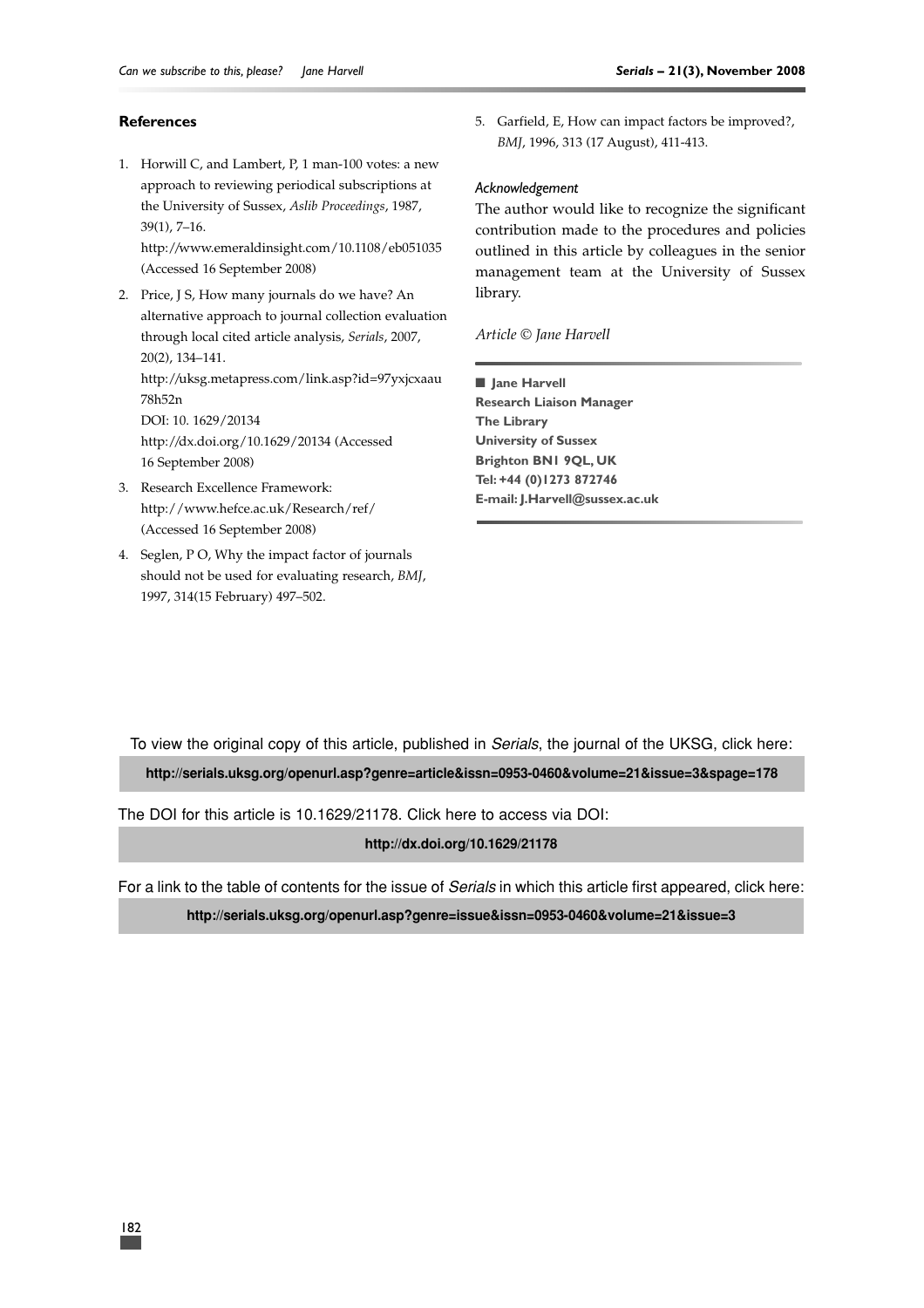## References

1. Horwill C, and Lambert, P, 1 man-100 votes: a new approach to reviewing periodical subscriptions at the University of Sussex, *Aslib Proceedings*, 1987, 39(1), 7–16.
   http://www.emeraldinsight.com/10.1108/eb051035 (Accessed 16 September 2008)
2. Price, J S, How many journals do we have? An alternative approach to journal collection evaluation through local cited article analysis, *Serials*, 2007, 20(2), 134–141.
   http://uksg.metapress.com/link.asp?id=97yxjcxaau78h52n
   DOI: 10. 1629/20134
   http://dx.doi.org/10.1629/20134 (Accessed 16 September 2008)
3. Research Excellence Framework: http://www.hefce.ac.uk/Research/ref/ (Accessed 16 September 2008)
4. Seglen, P O, Why the impact factor of journals should not be used for evaluating research, *BMJ*, 1997, 314(15 February) 497–502.
5. Garfield, E, How can impact factors be improved?, *BMJ*, 1996, 313 (17 August), 411-413.

*Acknowledgement*

The author would like to recognize the significant contribution made to the procedures and policies outlined in this article by colleagues in the senior management team at the University of Sussex library.

*Article © Jane Harvell*

**■ Jane Harvell**
**Research Liaison Manager**
**The Library**
**University of Sussex**
**Brighton BN1 9QL, UK**
**Tel: +44 (0)1273 872746**
**E-mail: J.Harvell@sussex.ac.uk**

To view the original copy of this article, published in *Serials*, the journal of the UKSG, click here:

**http://serials.uksg.org/openurl.asp?genre=article&issn=0953-0460&volume=21&issue=3&spage=178**

The DOI for this article is 10.1629/21178. Click here to access via DOI:

**http://dx.doi.org/10.1629/21178**

For a link to the table of contents for the issue of *Serials* in which this article first appeared, click here:

**http://serials.uksg.org/openurl.asp?genre=issue&issn=0953-0460&volume=21&issue=3**